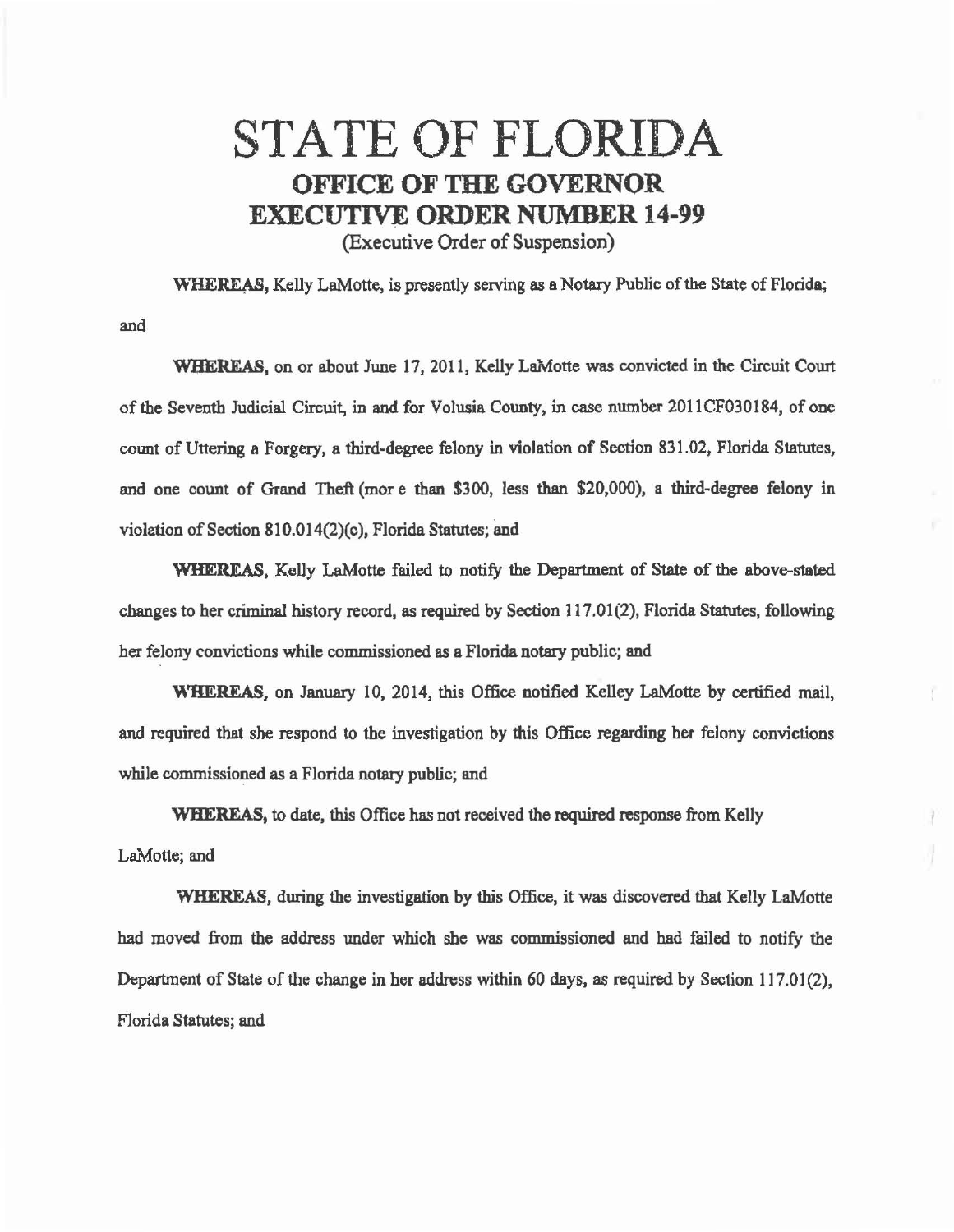# STATE OF FLORIDA

## OFFICE OF THE GOVERNOR

## EXECUTIVE ORDER NUMBER 14-99

(Executive Order of Suspension)

**WHEREAS,** Kelly LaMotte, is presently serving as a Notary Public of the State of Florida; and

**WHEREAS,** on or about June 17, 2011, Kelly LaMotte was convicted in the Circuit Court of the Seventh Judicial Circuit, in and for Volusia County, in case number 2011CF030184, of one count of Uttering a Forgery, a third-degree felony in violation of Section 831.02, Florida Statutes, and one count of Grand Theft (mor e than $300, less than $20,000), a third-degree felony in violation of Section 810.014(2)(c), Florida Statutes; and

**WHEREAS,** Kelly LaMotte failed to notify the Department of State of the above-stated changes to her criminal history record, as required by Section 117.01(2), Florida Statutes, following her felony convictions while commissioned as a Florida notary public; and

**WHEREAS,** on January 10, 2014, this Office notified Kelley LaMotte by certified mail, and required that she respond to the investigation by this Office regarding her felony convictions while commissioned as a Florida notary public; and

**WHEREAS,** to date, this Office has not received the required response from Kelly LaMotte; and

**WHEREAS,** during the investigation by this Office, it was discovered that Kelly LaMotte had moved from the address under which she was commissioned and had failed to notify the Department of State of the change in her address within 60 days, as required by Section 117.01(2), Florida Statutes; and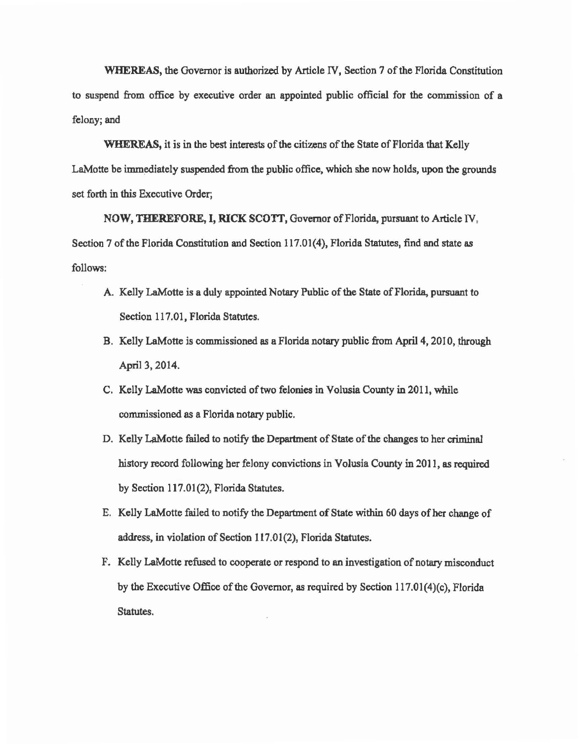**WHEREAS,** the Governor is authorized by Article IV, Section 7 of the Florida Constitution to suspend from office by executive order an appointed public official for the commission of a felony; and

**WHEREAS,** it is in the best interests of the citizens of the State of Florida that Kelly LaMotte be immediately suspended from the public office, which she now holds, upon the grounds set forth in this Executive Order;

**NOW, THEREFORE, I, RICK SCOTT,** Governor of Florida, pursuant to Article IV, Section 7 of the Florida Constitution and Section 117.01(4), Florida Statutes, find and state as follows:

A. Kelly LaMotte is a duly appointed Notary Public of the State of Florida, pursuant to Section 117.01, Florida Statutes.

B. Kelly LaMotte is commissioned as a Florida notary public from April 4, 2010, through April 3, 2014.

C. Kelly LaMotte was convicted of two felonies in Volusia County in 2011, while commissioned as a Florida notary public.

D. Kelly LaMotte failed to notify the Department of State of the changes to her criminal history record following her felony convictions in Volusia County in 2011, as required by Section 117.01(2), Florida Statutes.

E. Kelly LaMotte failed to notify the Department of State within 60 days of her change of address, in violation of Section 117.01(2), Florida Statutes.

F. Kelly LaMotte refused to cooperate or respond to an investigation of notary misconduct by the Executive Office of the Governor, as required by Section 117.01(4)(c), Florida Statutes.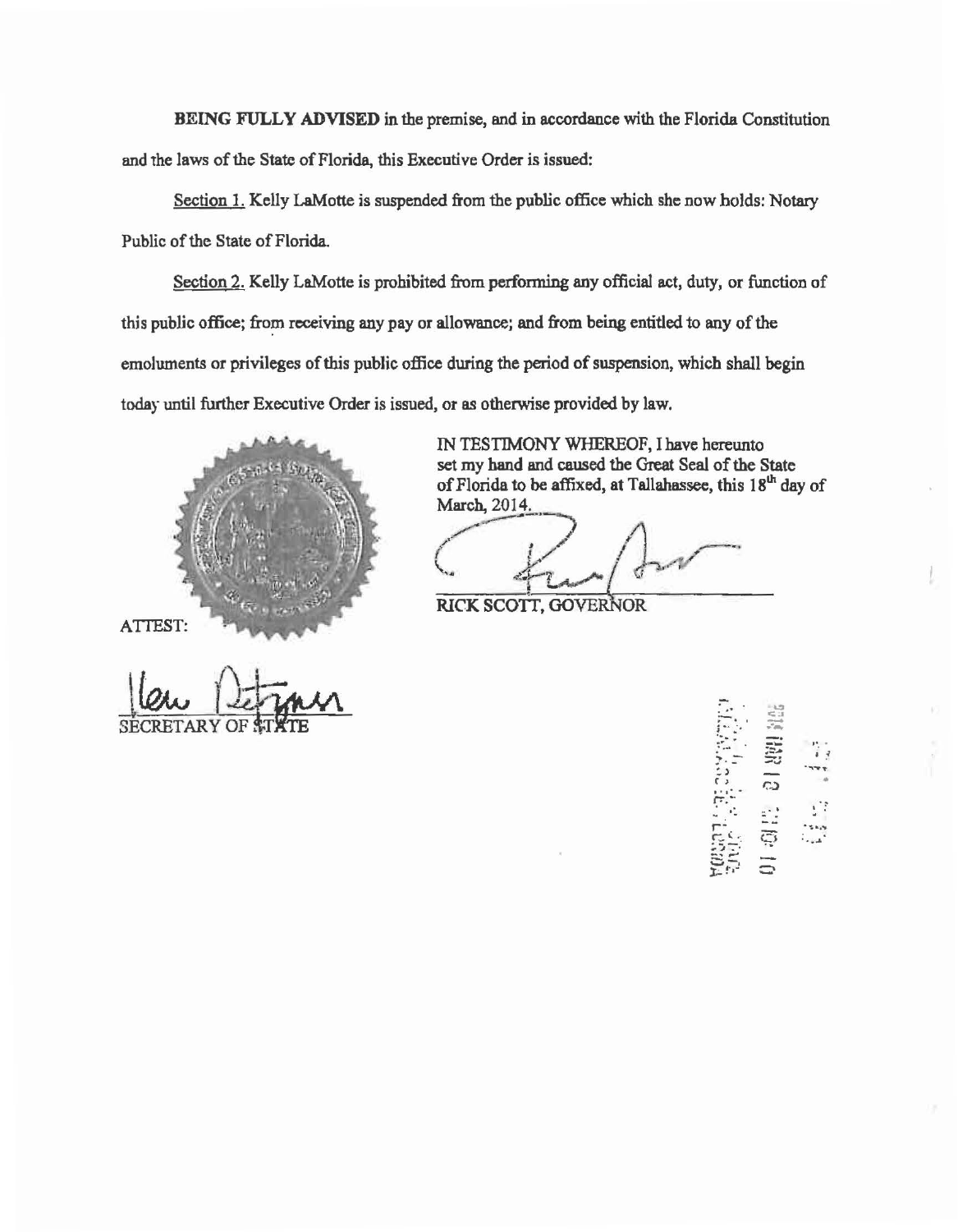**BEING FULLY ADVISED** in the premise, and in accordance with the Florida Constitution and the laws of the State of Florida, this Executive Order is issued:

Section 1. Kelly LaMotte is suspended from the public office which she now holds: Notary Public of the State of Florida.

Section 2. Kelly LaMotte is prohibited from performing any official act, duty, or function of this public office; from receiving any pay or allowance; and from being entitled to any of the emoluments or privileges of this public office during the period of suspension, which shall begin today until further Executive Order is issued, or as otherwise provided by law.

IN TESTIMONY WHEREOF, I have hereunto set my hand and caused the Great Seal of the State of Florida to be affixed, at Tallahassee, this 18th day of March, 2014.

RICK SCOTT, GOVERNOR

ATTEST:

SECRETARY OF STATE

2014 MAR 18 PM 12:10

TALLAHASSEE, FLORIDA